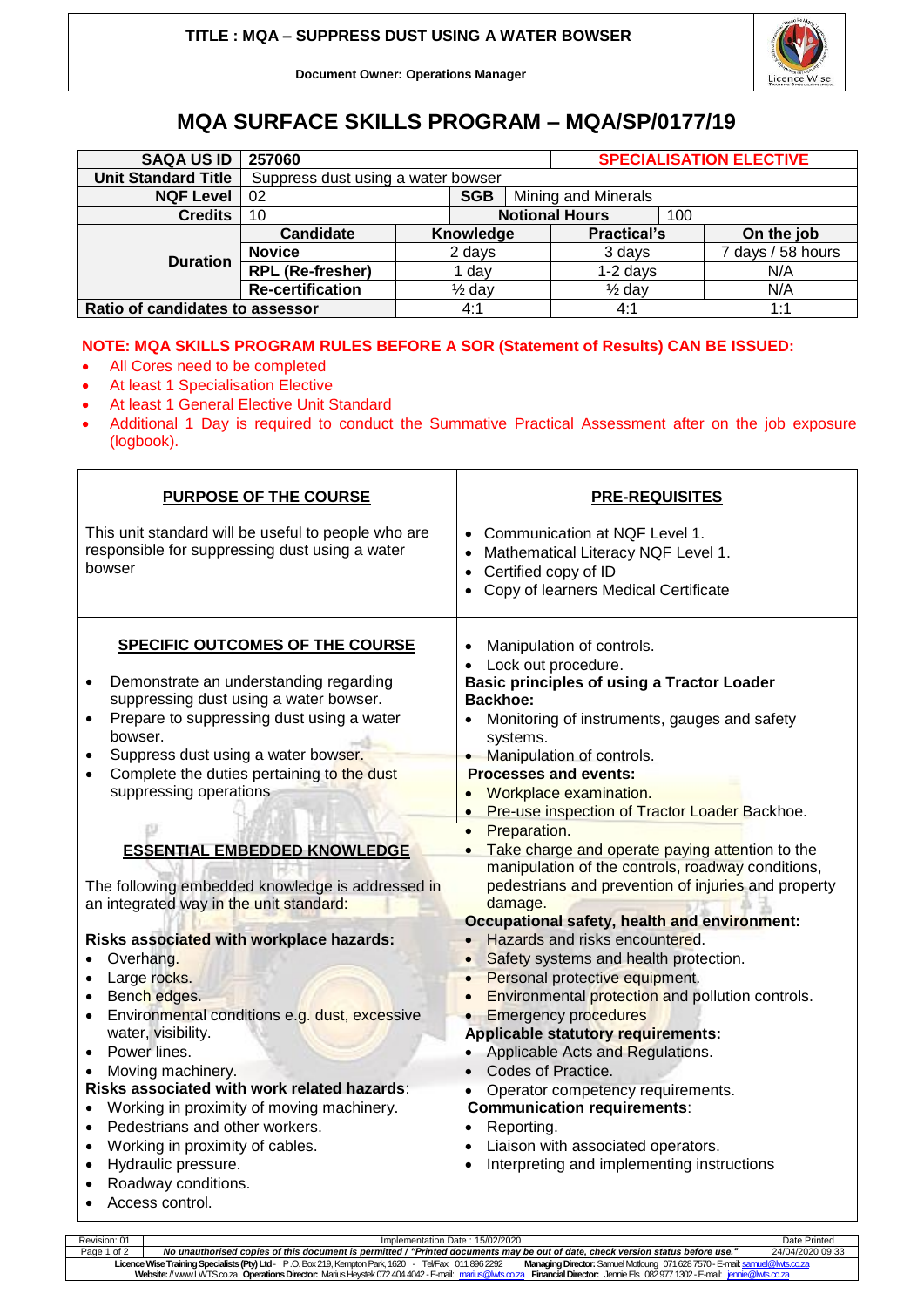**TITLE : MQA – SUPPRESS DUST USING A WATER BOWSER**

**Document Owner: Operations Manager**

# MQA SURFACE SKILLS PROGRAM – MQA/SP/0177/19

| **SAQA US ID** | **257060** | | | **SPECIALISATION ELECTIVE** | |
|---|---|---|---|---|---|
| **Unit Standard Title** | Suppress dust using a water bowser | | | | |
| **NQF Level** | 02 | **SGB** | Mining and Minerals | | |
| **Credits** | 10 | **Notional Hours** | | 100 | |
| **Duration** | **Candidate** | **Knowledge** | **Practical's** | | **On the job** |
| | **Novice** | 2 days | 3 days | | 7 days / 58 hours |
| | **RPL (Re-fresher)** | 1 day | 1-2 days | | N/A |
| | **Re-certification** | ½ day | ½ day | | N/A |
| **Ratio of candidates to assessor** | | 4:1 | 4:1 | | 1:1 |

**NOTE: MQA SKILLS PROGRAM RULES BEFORE A SOR (Statement of Results) CAN BE ISSUED:**

- All Cores need to be completed
- At least 1 Specialisation Elective
- At least 1 General Elective Unit Standard
- Additional 1 Day is required to conduct the Summative Practical Assessment after on the job exposure (logbook).

## PURPOSE OF THE COURSE

This unit standard will be useful to people who are responsible for suppressing dust using a water bowser

## PRE-REQUISITES

- Communication at NQF Level 1.
- Mathematical Literacy NQF Level 1.
- Certified copy of ID
- Copy of learners Medical Certificate

## SPECIFIC OUTCOMES OF THE COURSE

- Demonstrate an understanding regarding suppressing dust using a water bowser.
- Prepare to suppressing dust using a water bowser.
- Suppress dust using a water bowser.
- Complete the duties pertaining to the dust suppressing operations

## ESSENTIAL EMBEDDED KNOWLEDGE

The following embedded knowledge is addressed in an integrated way in the unit standard:

**Risks associated with workplace hazards:**

- Overhang.
- Large rocks.
- Bench edges.
- Environmental conditions e.g. dust, excessive water, visibility.
- Power lines.
- Moving machinery.

**Risks associated with work related hazards**:

- Working in proximity of moving machinery.
- Pedestrians and other workers.
- Working in proximity of cables.
- Hydraulic pressure.
- Roadway conditions.
- Access control.

- Manipulation of controls.
- Lock out procedure.

**Basic principles of using a Tractor Loader Backhoe:**

- Monitoring of instruments, gauges and safety systems.
- Manipulation of controls.

**Processes and events:**

- Workplace examination.
- Pre-use inspection of Tractor Loader Backhoe.
- Preparation.
- Take charge and operate paying attention to the manipulation of the controls, roadway conditions, pedestrians and prevention of injuries and property damage.

**Occupational safety, health and environment:**

- Hazards and risks encountered.
- Safety systems and health protection.
- Personal protective equipment.
- Environmental protection and pollution controls.
- Emergency procedures

**Applicable statutory requirements:**

- Applicable Acts and Regulations.
- Codes of Practice.
- Operator competency requirements.

**Communication requirements**:

- Reporting.
- Liaison with associated operators.
- Interpreting and implementing instructions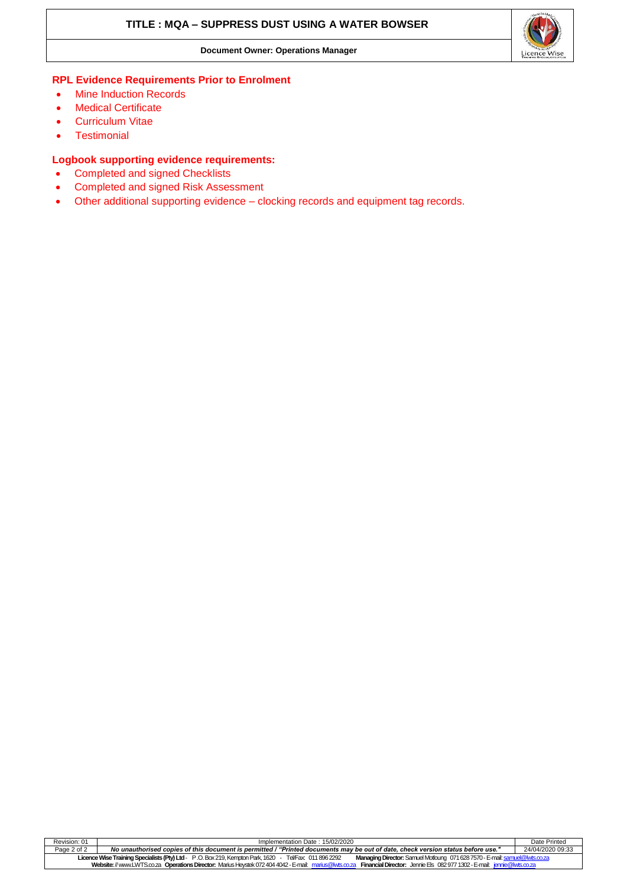## RPL Evidence Requirements Prior to Enrolment

- Mine Induction Records
- Medical Certificate
- Curriculum Vitae
- Testimonial

## Logbook supporting evidence requirements:

- Completed and signed Checklists
- Completed and signed Risk Assessment
- Other additional supporting evidence – clocking records and equipment tag records.